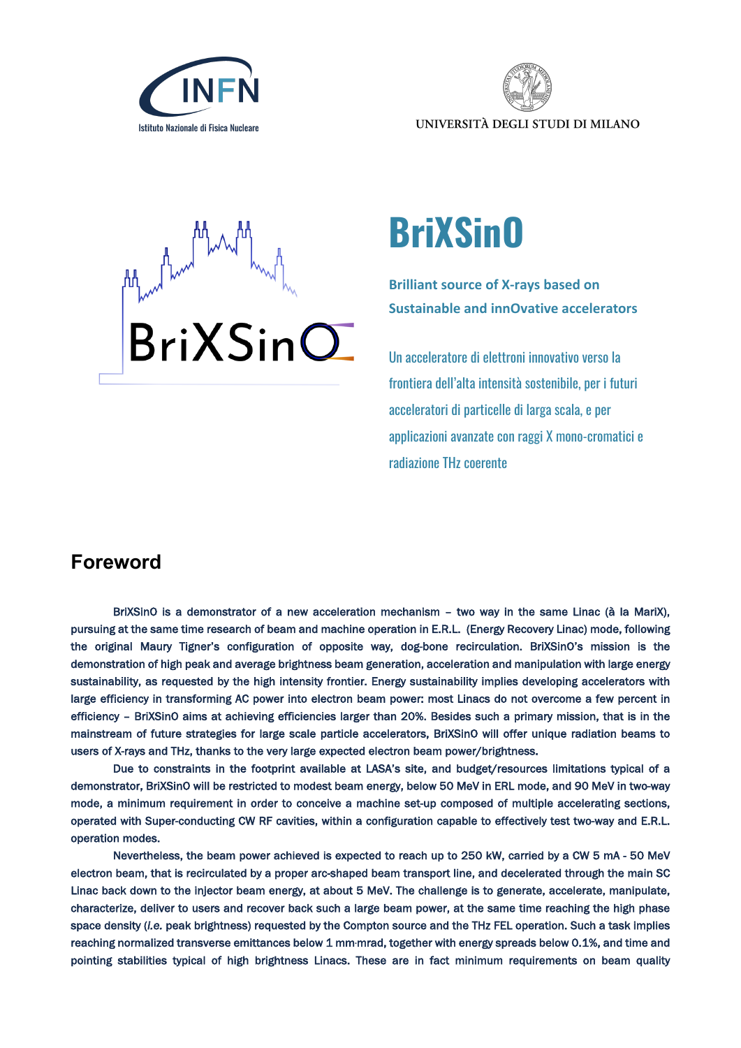INFN

Istituto Nazionale di Fisica Nucleare

UNIVERSITÀ DEGLI STUDI DI MILANO

# BriXSinO

**Brilliant source of X-rays based on Sustainable and innOvative accelerators**

Un acceleratore di elettroni innovativo verso la frontiera dell'alta intensità sostenibile, per i futuri acceleratori di particelle di larga scala, e per applicazioni avanzate con raggi X mono-cromatici e radiazione THz coerente

## Foreword

BriXSinO is a demonstrator of a new acceleration mechanism – two way in the same Linac (à la MariX), pursuing at the same time research of beam and machine operation in E.R.L. (Energy Recovery Linac) mode, following the original Maury Tigner's configuration of opposite way, dog-bone recirculation. BriXSinO's mission is the demonstration of high peak and average brightness beam generation, acceleration and manipulation with large energy sustainability, as requested by the high intensity frontier. Energy sustainability implies developing accelerators with large efficiency in transforming AC power into electron beam power: most Linacs do not overcome a few percent in efficiency – BriXSinO aims at achieving efficiencies larger than 20%. Besides such a primary mission, that is in the mainstream of future strategies for large scale particle accelerators, BriXSinO will offer unique radiation beams to users of X-rays and THz, thanks to the very large expected electron beam power/brightness.

Due to constraints in the footprint available at LASA's site, and budget/resources limitations typical of a demonstrator, BriXSinO will be restricted to modest beam energy, below 50 MeV in ERL mode, and 90 MeV in two-way mode, a minimum requirement in order to conceive a machine set-up composed of multiple accelerating sections, operated with Super-conducting CW RF cavities, within a configuration capable to effectively test two-way and E.R.L. operation modes.

Nevertheless, the beam power achieved is expected to reach up to 250 kW, carried by a CW 5 mA - 50 MeV electron beam, that is recirculated by a proper arc-shaped beam transport line, and decelerated through the main SC Linac back down to the injector beam energy, at about 5 MeV. The challenge is to generate, accelerate, manipulate, characterize, deliver to users and recover back such a large beam power, at the same time reaching the high phase space density (*i.e.* peak brightness) requested by the Compton source and the THz FEL operation. Such a task implies reaching normalized transverse emittances below 1 mm·mrad, together with energy spreads below 0.1%, and time and pointing stabilities typical of high brightness Linacs. These are in fact minimum requirements on beam quality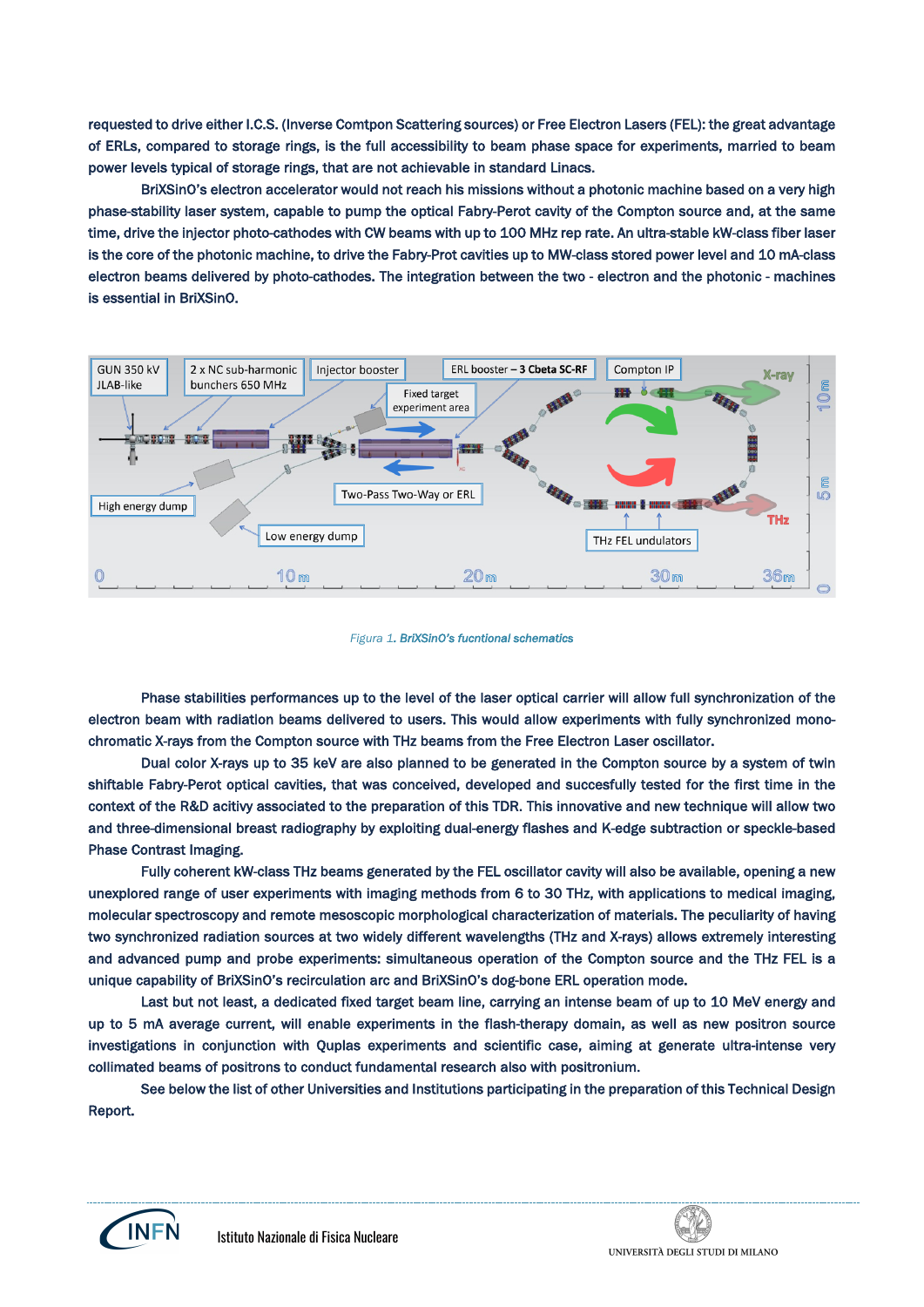requested to drive either I.C.S. (Inverse Comtpon Scattering sources) or Free Electron Lasers (FEL): the great advantage of ERLs, compared to storage rings, is the full accessibility to beam phase space for experiments, married to beam power levels typical of storage rings, that are not achievable in standard Linacs.

BriXSinO's electron accelerator would not reach his missions without a photonic machine based on a very high phase-stability laser system, capable to pump the optical Fabry-Perot cavity of the Compton source and, at the same time, drive the injector photo-cathodes with CW beams with up to 100 MHz rep rate. An ultra-stable kW-class fiber laser is the core of the photonic machine, to drive the Fabry-Prot cavities up to MW-class stored power level and 10 mA-class electron beams delivered by photo-cathodes. The integration between the two - electron and the photonic - machines is essential in BriXSinO.

*Figura 1. **BriXSinO's fucntional schematics***

Phase stabilities performances up to the level of the laser optical carrier will allow full synchronization of the electron beam with radiation beams delivered to users. This would allow experiments with fully synchronized mono-chromatic X-rays from the Compton source with THz beams from the Free Electron Laser oscillator.

Dual color X-rays up to 35 keV are also planned to be generated in the Compton source by a system of twin shiftable Fabry-Perot optical cavities, that was conceived, developed and succesfully tested for the first time in the context of the R&D acitivy associated to the preparation of this TDR. This innovative and new technique will allow two and three-dimensional breast radiography by exploiting dual-energy flashes and K-edge subtraction or speckle-based Phase Contrast Imaging.

Fully coherent kW-class THz beams generated by the FEL oscillator cavity will also be available, opening a new unexplored range of user experiments with imaging methods from 6 to 30 THz, with applications to medical imaging, molecular spectroscopy and remote mesoscopic morphological characterization of materials. The peculiarity of having two synchronized radiation sources at two widely different wavelengths (THz and X-rays) allows extremely interesting and advanced pump and probe experiments: simultaneous operation of the Compton source and the THz FEL is a unique capability of BriXSinO's recirculation arc and BriXSinO's dog-bone ERL operation mode.

Last but not least, a dedicated fixed target beam line, carrying an intense beam of up to 10 MeV energy and up to 5 mA average current, will enable experiments in the flash-therapy domain, as well as new positron source investigations in conjunction with Quplas experiments and scientific case, aiming at generate ultra-intense very collimated beams of positrons to conduct fundamental research also with positronium.

See below the list of other Universities and Institutions participating in the preparation of this Technical Design Report.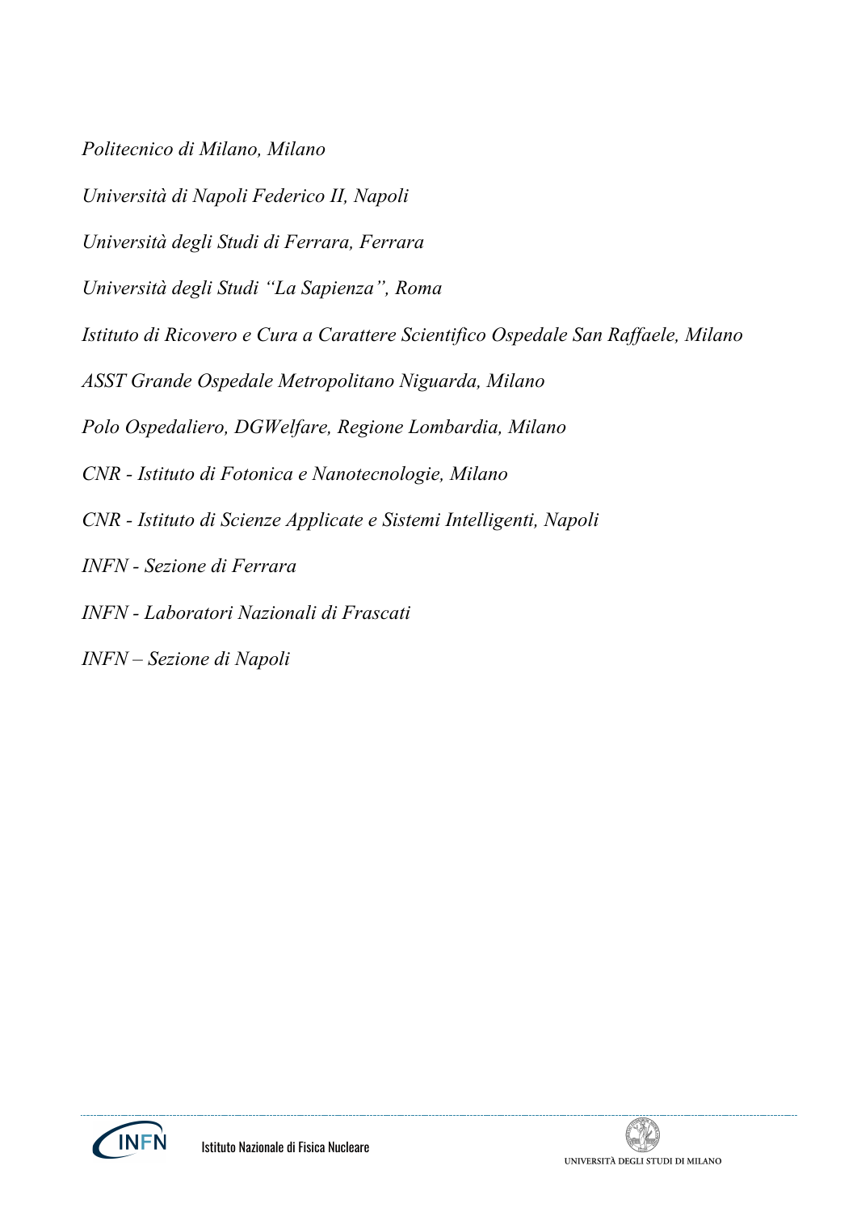*Politecnico di Milano, Milano*

*Università di Napoli Federico II, Napoli*

*Università degli Studi di Ferrara, Ferrara*

*Università degli Studi "La Sapienza", Roma*

*Istituto di Ricovero e Cura a Carattere Scientifico Ospedale San Raffaele, Milano*

*ASST Grande Ospedale Metropolitano Niguarda, Milano*

*Polo Ospedaliero, DGWelfare, Regione Lombardia, Milano*

*CNR - Istituto di Fotonica e Nanotecnologie, Milano*

*CNR - Istituto di Scienze Applicate e Sistemi Intelligenti, Napoli*

*INFN - Sezione di Ferrara*

*INFN - Laboratori Nazionali di Frascati*

*INFN – Sezione di Napoli*